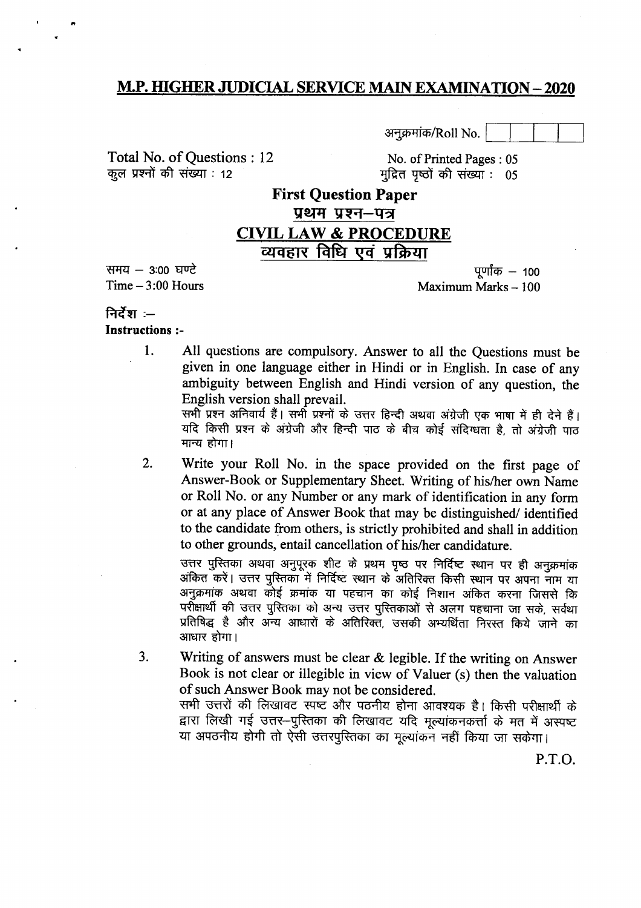# M.P. HIGHER JUDICIAL SERVICE MAIN EXAMINATION – 2020

अनुक्रमांक/Roll No. | | | | |

Total No. of Questions : 12
कुल प्रश्नों की संख्या : 12

No. of Printed Pages : 05
मुद्रित पृष्ठों की संख्या : 05

## First Question Paper
## प्रथम प्रश्न–पत्र
## CIVIL LAW & PROCEDURE
## व्यवहार विधि एवं प्रक्रिया

समय – 3:00 घण्टे
Time – 3:00 Hours

पूर्णांक – 100
Maximum Marks – 100

**निर्देश :–**
**Instructions :-**

1. All questions are compulsory. Answer to all the Questions must be given in one language either in Hindi or in English. In case of any ambiguity between English and Hindi version of any question, the English version shall prevail.
   सभी प्रश्न अनिवार्य हैं। सभी प्रश्नों के उत्तर हिन्दी अथवा अंग्रेजी एक भाषा में ही देने हैं। यदि किसी प्रश्न के अंग्रेजी और हिन्दी पाठ के बीच कोई संदिग्धता है, तो अंग्रेजी पाठ मान्य होगा।

2. Write your Roll No. in the space provided on the first page of Answer-Book or Supplementary Sheet. Writing of his/her own Name or Roll No. or any Number or any mark of identification in any form or at any place of Answer Book that may be distinguished/ identified to the candidate from others, is strictly prohibited and shall in addition to other grounds, entail cancellation of his/her candidature.
   उत्तर पुस्तिका अथवा अनुपूरक शीट के प्रथम पृष्ठ पर निर्दिष्ट स्थान पर ही अनुक्रमांक अंकित करें। उत्तर पुस्तिका में निर्दिष्ट स्थान के अतिरिक्त किसी स्थान पर अपना नाम या अनुक्रमांक अथवा कोई क्रमांक या पहचान का कोई निशान अंकित करना जिससे कि परीक्षार्थी की उत्तर पुस्तिका को अन्य उत्तर पुस्तिकाओं से अलग पहचाना जा सके, सर्वथा प्रतिषिद्ध है और अन्य आधारों के अतिरिक्त, उसकी अभ्यर्थिता निरस्त किये जाने का आधार होगा।

3. Writing of answers must be clear & legible. If the writing on Answer Book is not clear or illegible in view of Valuer (s) then the valuation of such Answer Book may not be considered.
   सभी उत्तरों की लिखावट स्पष्ट और पठनीय होना आवश्यक है। किसी परीक्षार्थी के द्वारा लिखी गई उत्तर–पुस्तिका की लिखावट यदि मूल्यांकनकर्ता के मत में अस्पष्ट या अपठनीय होगी तो ऐसी उत्तरपुस्तिका का मूल्यांकन नहीं किया जा सकेगा।

P.T.O.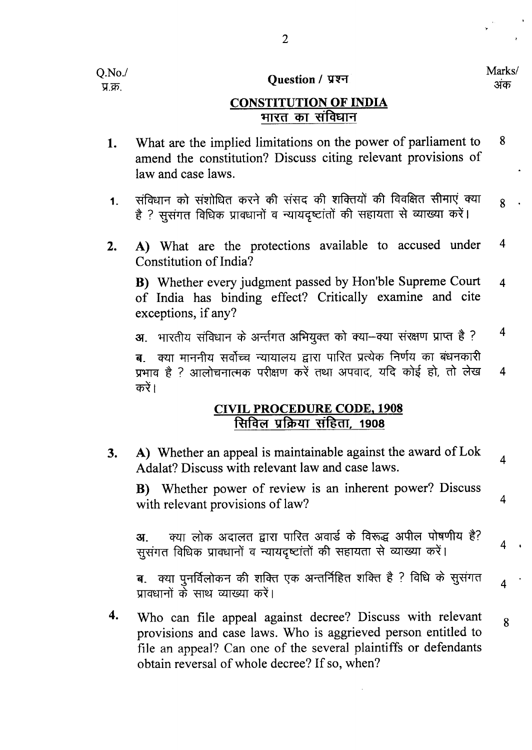| Q.No./ प्र.क्र. | Question / प्रश्न | Marks/ अंक |
|---|---|---|

## CONSTITUTION OF INDIA
## भारत का संविधान

| | | |
|---|---|---|
| 1. | What are the implied limitations on the power of parliament to amend the constitution? Discuss citing relevant provisions of law and case laws. | 8 |
| 1. | संविधान को संशोधित करने की संसद की शक्तियों की विवक्षित सीमाएं क्या है ? सुसंगत विधिक प्रावधानों व न्यायदृष्टांतों की सहायता से व्याख्या करें। | 8 |
| 2. | **A)** What are the protections available to accused under Constitution of India? | 4 |
| | **B)** Whether every judgment passed by Hon'ble Supreme Court of India has binding effect? Critically examine and cite exceptions, if any? | 4 |
| | अ. भारतीय संविधान के अन्तर्गत अभियुक्त को क्या–क्या संरक्षण प्राप्त है ? | 4 |
| | ब. क्या माननीय सर्वोच्च न्यायालय द्वारा पारित प्रत्येक निर्णय का बंधनकारी प्रभाव है ? आलोचनात्मक परीक्षण करें तथा अपवाद, यदि कोई हो, तो लेख करें। | 4 |

## CIVIL PROCEDURE CODE, 1908
## सिविल प्रक्रिया संहिता, 1908

| | | |
|---|---|---|
| 3. | **A)** Whether an appeal is maintainable against the award of Lok Adalat? Discuss with relevant law and case laws. | 4 |
| | **B)** Whether power of review is an inherent power? Discuss with relevant provisions of law? | 4 |
| | अ. क्या लोक अदालत द्वारा पारित अवार्ड के विरूद्ध अपील पोषणीय है? सुसंगत विधिक प्रावधानों व न्यायदृष्टांतों की सहायता से व्याख्या करें। | 4 |
| | ब. क्या पुनर्विलोकन की शक्ति एक अन्तर्निहित शक्ति है ? विधि के सुसंगत प्रावधानों के साथ व्याख्या करें। | 4 |
| 4. | Who can file appeal against decree? Discuss with relevant provisions and case laws. Who is aggrieved person entitled to file an appeal? Can one of the several plaintiffs or defendants obtain reversal of whole decree? If so, when? | 8 |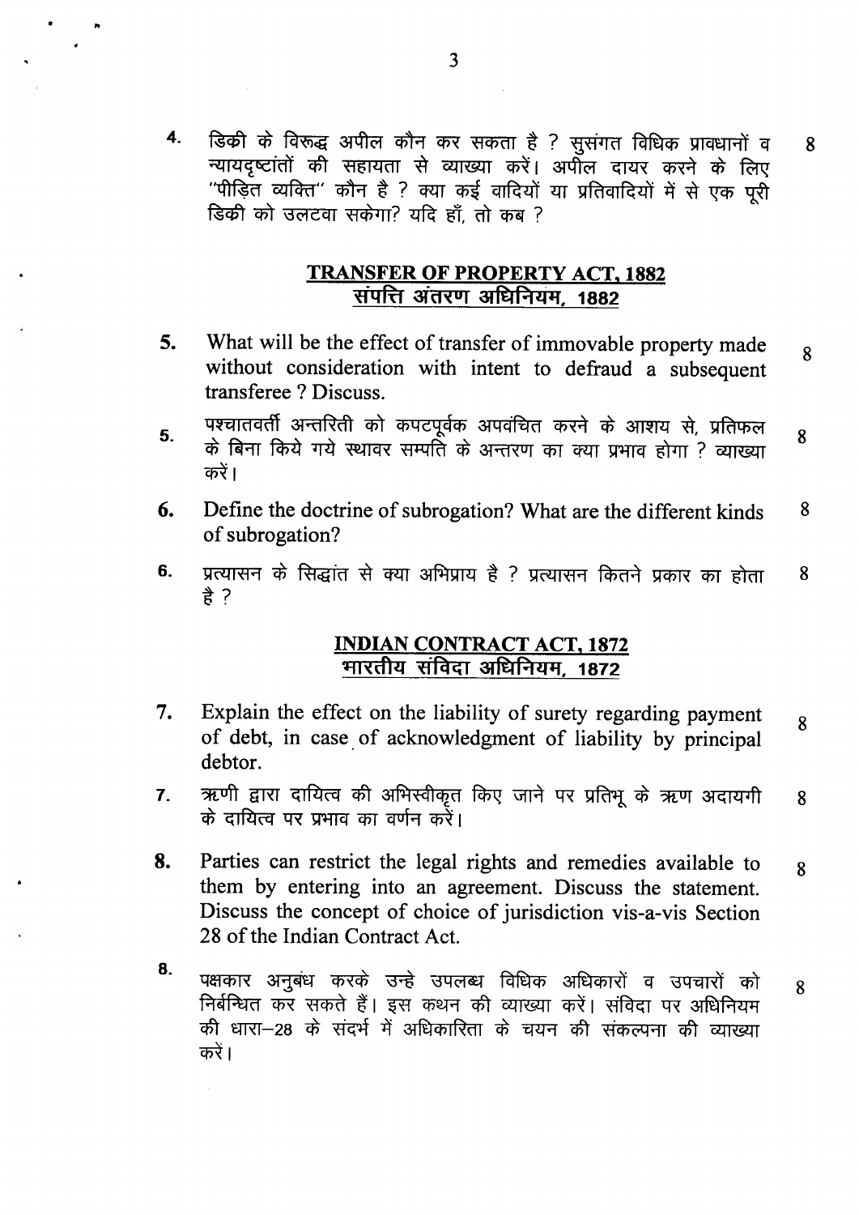4. डिक्री के विरूद्ध अपील कौन कर सकता है ? सुसंगत विधिक प्रावधानों व न्यायदृष्टांतों की सहायता से व्याख्या करें। अपील दायर करने के लिए "पीड़ित व्यक्ति" कौन है ? क्या कई वादियों या प्रतिवादियों में से एक पूरी डिक्री को उलटवा सकेगा? यदि हाँ, तो कब ? 8

## TRANSFER OF PROPERTY ACT, 1882
## संपत्ति अंतरण अधिनियम, 1882

5. What will be the effect of transfer of immovable property made without consideration with intent to defraud a subsequent transferee ? Discuss. 8

5. पश्चातवर्ती अन्तरिती को कपटपूर्वक अपवंचित करने के आशय से, प्रतिफल के बिना किये गये स्थावर सम्पति के अन्तरण का क्या प्रभाव होगा ? व्याख्या करें। 8

6. Define the doctrine of subrogation? What are the different kinds of subrogation? 8

6. प्रत्यासन के सिद्धांत से क्या अभिप्राय है ? प्रत्यासन कितने प्रकार का होता है ? 8

## INDIAN CONTRACT ACT, 1872
## भारतीय संविदा अधिनियम, 1872

7. Explain the effect on the liability of surety regarding payment of debt, in case of acknowledgment of liability by principal debtor. 8

7. ऋणी द्वारा दायित्व की अभिस्वीकृत किए जाने पर प्रतिभू के ऋण अदायगी के दायित्व पर प्रभाव का वर्णन करें। 8

8. Parties can restrict the legal rights and remedies available to them by entering into an agreement. Discuss the statement. Discuss the concept of choice of jurisdiction vis-a-vis Section 28 of the Indian Contract Act. 8

8. पक्षकार अनुबंध करके उन्हे उपलब्ध विधिक अधिकारों व उपचारों को निर्बन्धित कर सकते हैं। इस कथन की व्याख्या करें। संविदा पर अधिनियम की धारा–28 के संदर्भ में अधिकारिता के चयन की संकल्पना की व्याख्या करें। 8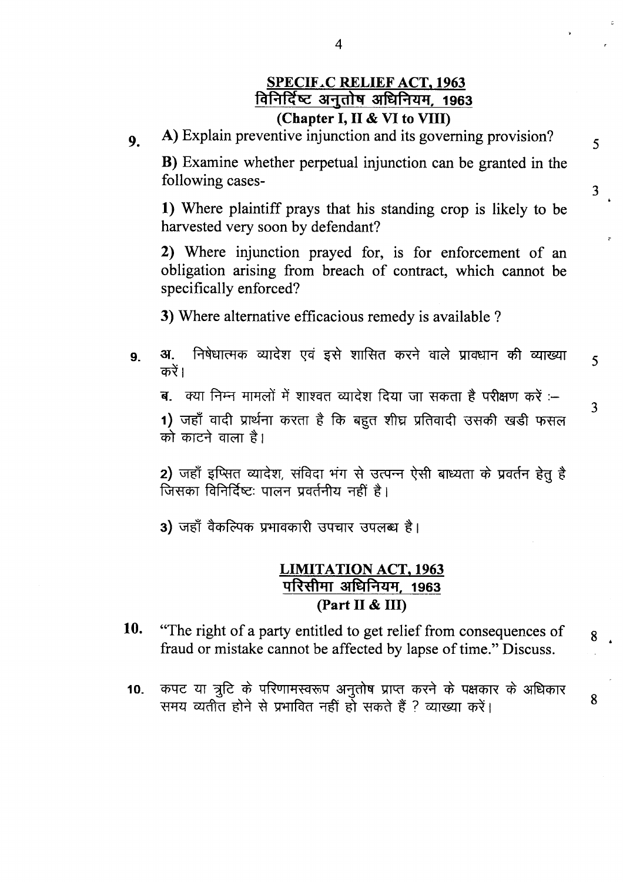## SPECIF.C RELIEF ACT, 1963
## विनिर्दिष्ट अनुतोष अधिनियम, 1963
### (Chapter I, II & VI to VIII)

9. **A)** Explain preventive injunction and its governing provision? 5

**B)** Examine whether perpetual injunction can be granted in the following cases- 3

**1)** Where plaintiff prays that his standing crop is likely to be harvested very soon by defendant?

**2)** Where injunction prayed for, is for enforcement of an obligation arising from breach of contract, which cannot be specifically enforced?

**3)** Where alternative efficacious remedy is available ?

9. अ. निषेधात्मक व्यादेश एवं इसे शासित करने वाले प्रावधान की व्याख्या करें। 5

ब. क्या निम्न मामलों में शाश्वत व्यादेश दिया जा सकता है परीक्षण करें :– 3

1) जहाँ वादी प्रार्थना करता है कि बहुत शीघ्र प्रतिवादी उसकी खडी फसल को काटने वाला है।

2) जहाँ इप्सित व्यादेश, संविदा भंग से उत्पन्न ऐसी बाध्यता के प्रवर्तन हेतु है जिसका विनिर्दिष्टः पालन प्रवर्तनीय नहीं है।

3) जहाँ वैकल्पिक प्रभावकारी उपचार उपलब्ध है।

## LIMITATION ACT, 1963
## परिसीमा अधिनियम, 1963
### (Part II & III)

10. "The right of a party entitled to get relief from consequences of fraud or mistake cannot be affected by lapse of time." Discuss. 8

10. कपट या त्रुटि के परिणामस्वरूप अनुतोष प्राप्त करने के पक्षकार के अधिकार समय व्यतीत होने से प्रभावित नहीं हो सकते हैं ? व्याख्या करें। 8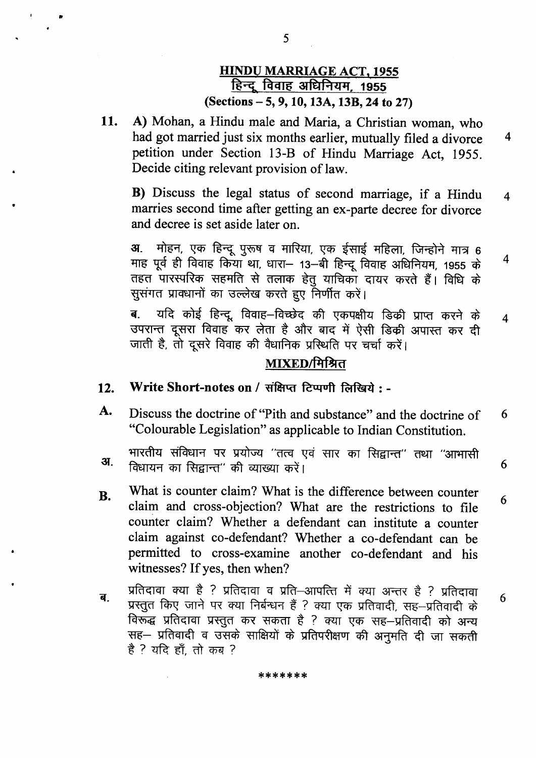## HINDU MARRIAGE ACT, 1955
## हिन्दू विवाह अधिनियम, 1955
### (Sections – 5, 9, 10, 13A, 13B, 24 to 27)

**11.** A) Mohan, a Hindu male and Maria, a Christian woman, who had got married just six months earlier, mutually filed a divorce petition under Section 13-B of Hindu Marriage Act, 1955. Decide citing relevant provision of law. 4

B) Discuss the legal status of second marriage, if a Hindu marries second time after getting an ex-parte decree for divorce and decree is set aside later on. 4

अ. मोहन, एक हिन्दू पुरूष व मारिया, एक ईसाई महिला, जिन्होने मात्र 6 माह पूर्व ही विवाह किया था, धारा– 13–बी हिन्दू विवाह अधिनियम, 1955 के तहत पारस्परिक सहमति से तलाक हेतु याचिका दायर करते हैं। विधि के सुसंगत प्रावधानों का उल्लेख करते हुए निर्णीत करें। 4

ब. यदि कोई हिन्दू, विवाह–विच्छेद की एकपक्षीय डिक्री प्राप्त करने के उपरान्त दूसरा विवाह कर लेता है और बाद में ऐसी डिक्री अपास्त कर दी जाती है, तो दूसरे विवाह की वैधानिक प्रस्थिति पर चर्चा करें। 4

## MIXED/मिश्रित

**12. Write Short-notes on / संक्षिप्त टिप्पणी लिखिये : -**

**A.** Discuss the doctrine of "Pith and substance" and the doctrine of "Colourable Legislation" as applicable to Indian Constitution. 6

**अ.** भारतीय संविधान पर प्रयोज्य "तत्व एवं सार का सिद्वान्त" तथा "आभासी विधायन का सिद्वान्त" की व्याख्या करें। 6

**B.** What is counter claim? What is the difference between counter claim and cross-objection? What are the restrictions to file counter claim? Whether a defendant can institute a counter claim against co-defendant? Whether a co-defendant can be permitted to cross-examine another co-defendant and his witnesses? If yes, then when? 6

**ब.** प्रतिदावा क्या है ? प्रतिदावा व प्रति–आपत्ति में क्या अन्तर है ? प्रतिदावा प्रस्तुत किए जाने पर क्या निर्बन्धन हैं ? क्या एक प्रतिवादी, सह–प्रतिवादी के विरूद्ध प्रतिदावा प्रस्तुत कर सकता है ? क्या एक सह–प्रतिवादी को अन्य सह– प्रतिवादी व उसके साक्षियों के प्रतिपरीक्षण की अनुमति दी जा सकती है ? यदि हाँ, तो कब ? 6

*******